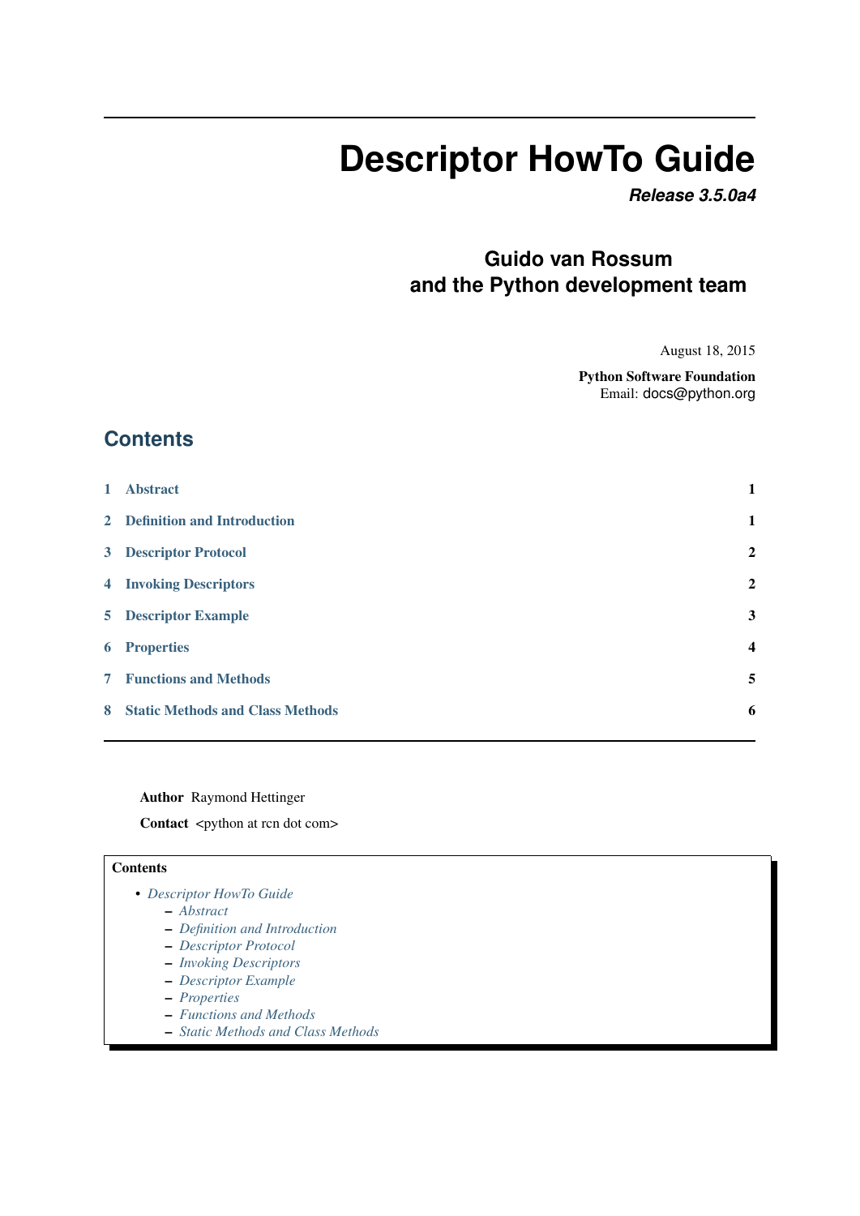# Descriptor HowTo Guide

***Release 3.5.0a4***

**Guido van Rossum**
**and the Python development team**

August 18, 2015

**Python Software Foundation**
Email: docs@python.org

## Contents

| | | |
|---|---|---|
| 1 | Abstract | 1 |
| 2 | Definition and Introduction | 1 |
| 3 | Descriptor Protocol | 2 |
| 4 | Invoking Descriptors | 2 |
| 5 | Descriptor Example | 3 |
| 6 | Properties | 4 |
| 7 | Functions and Methods | 5 |
| 8 | Static Methods and Class Methods | 6 |

---

**Author** Raymond Hettinger

**Contact** <python at rcn dot com>

**Contents**

- *Descriptor HowTo Guide*
  - *Abstract*
  - *Definition and Introduction*
  - *Descriptor Protocol*
  - *Invoking Descriptors*
  - *Descriptor Example*
  - *Properties*
  - *Functions and Methods*
  - *Static Methods and Class Methods*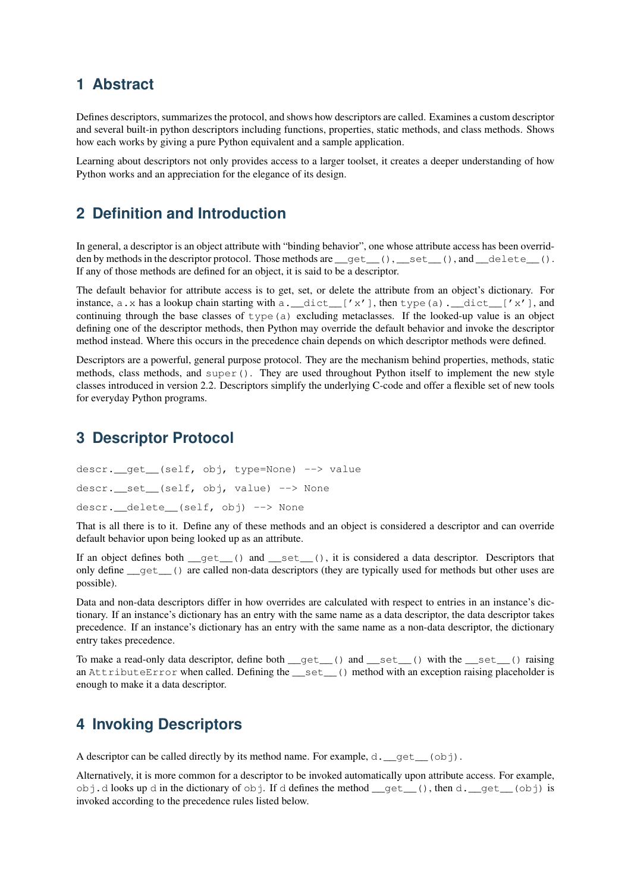## 1 Abstract

Defines descriptors, summarizes the protocol, and shows how descriptors are called. Examines a custom descriptor and several built-in python descriptors including functions, properties, static methods, and class methods. Shows how each works by giving a pure Python equivalent and a sample application.

Learning about descriptors not only provides access to a larger toolset, it creates a deeper understanding of how Python works and an appreciation for the elegance of its design.

## 2 Definition and Introduction

In general, a descriptor is an object attribute with "binding behavior", one whose attribute access has been overridden by methods in the descriptor protocol. Those methods are `__get__()`, `__set__()`, and `__delete__()`. If any of those methods are defined for an object, it is said to be a descriptor.

The default behavior for attribute access is to get, set, or delete the attribute from an object's dictionary. For instance, `a.x` has a lookup chain starting with `a.__dict__['x']`, then `type(a).__dict__['x']`, and continuing through the base classes of `type(a)` excluding metaclasses. If the looked-up value is an object defining one of the descriptor methods, then Python may override the default behavior and invoke the descriptor method instead. Where this occurs in the precedence chain depends on which descriptor methods were defined.

Descriptors are a powerful, general purpose protocol. They are the mechanism behind properties, methods, static methods, class methods, and `super()`. They are used throughout Python itself to implement the new style classes introduced in version 2.2. Descriptors simplify the underlying C-code and offer a flexible set of new tools for everyday Python programs.

## 3 Descriptor Protocol

```
descr.__get__(self, obj, type=None) --> value

descr.__set__(self, obj, value) --> None

descr.__delete__(self, obj) --> None
```

That is all there is to it. Define any of these methods and an object is considered a descriptor and can override default behavior upon being looked up as an attribute.

If an object defines both `__get__()` and `__set__()`, it is considered a data descriptor. Descriptors that only define `__get__()` are called non-data descriptors (they are typically used for methods but other uses are possible).

Data and non-data descriptors differ in how overrides are calculated with respect to entries in an instance's dictionary. If an instance's dictionary has an entry with the same name as a data descriptor, the data descriptor takes precedence. If an instance's dictionary has an entry with the same name as a non-data descriptor, the dictionary entry takes precedence.

To make a read-only data descriptor, define both `__get__()` and `__set__()` with the `__set__()` raising an `AttributeError` when called. Defining the `__set__()` method with an exception raising placeholder is enough to make it a data descriptor.

## 4 Invoking Descriptors

A descriptor can be called directly by its method name. For example, `d.__get__(obj)`.

Alternatively, it is more common for a descriptor to be invoked automatically upon attribute access. For example, `obj.d` looks up `d` in the dictionary of `obj`. If `d` defines the method `__get__()`, then `d.__get__(obj)` is invoked according to the precedence rules listed below.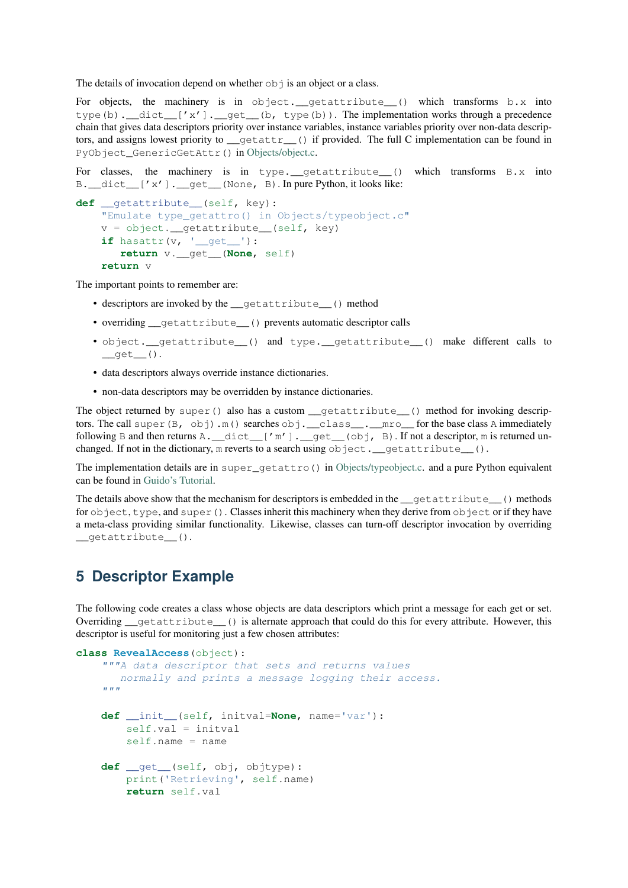The details of invocation depend on whether `obj` is an object or a class.

For objects, the machinery is in `object.__getattribute__()` which transforms `b.x` into `type(b).__dict__['x'].__get__(b, type(b))`. The implementation works through a precedence chain that gives data descriptors priority over instance variables, instance variables priority over non-data descriptors, and assigns lowest priority to `__getattr__()` if provided. The full C implementation can be found in `PyObject_GenericGetAttr()` in Objects/object.c.

For classes, the machinery is in `type.__getattribute__()` which transforms `B.x` into `B.__dict__['x'].__get__(None, B)`. In pure Python, it looks like:

```
def __getattribute__(self, key):
    "Emulate type_getattro() in Objects/typeobject.c"
    v = object.__getattribute__(self, key)
    if hasattr(v, '__get__'):
        return v.__get__(None, self)
    return v
```

The important points to remember are:

- descriptors are invoked by the `__getattribute__()` method
- overriding `__getattribute__()` prevents automatic descriptor calls
- `object.__getattribute__()` and `type.__getattribute__()` make different calls to `__get__()`.
- data descriptors always override instance dictionaries.
- non-data descriptors may be overridden by instance dictionaries.

The object returned by `super()` also has a custom `__getattribute__()` method for invoking descriptors. The call `super(B, obj).m()` searches `obj.__class__.__mro__` for the base class `A` immediately following `B` and then returns `A.__dict__['m'].__get__(obj, B)`. If not a descriptor, `m` is returned unchanged. If not in the dictionary, `m` reverts to a search using `object.__getattribute__()`.

The implementation details are in `super_getattro()` in Objects/typeobject.c. and a pure Python equivalent can be found in Guido's Tutorial.

The details above show that the mechanism for descriptors is embedded in the `__getattribute__()` methods for `object`, `type`, and `super()`. Classes inherit this machinery when they derive from `object` or if they have a meta-class providing similar functionality. Likewise, classes can turn-off descriptor invocation by overriding `__getattribute__()`.

## 5 Descriptor Example

The following code creates a class whose objects are data descriptors which print a message for each get or set. Overriding `__getattribute__()` is alternate approach that could do this for every attribute. However, this descriptor is useful for monitoring just a few chosen attributes:

```
class RevealAccess(object):
    """A data descriptor that sets and returns values
       normally and prints a message logging their access.
    """

    def __init__(self, initval=None, name='var'):
        self.val = initval
        self.name = name

    def __get__(self, obj, objtype):
        print('Retrieving', self.name)
        return self.val
```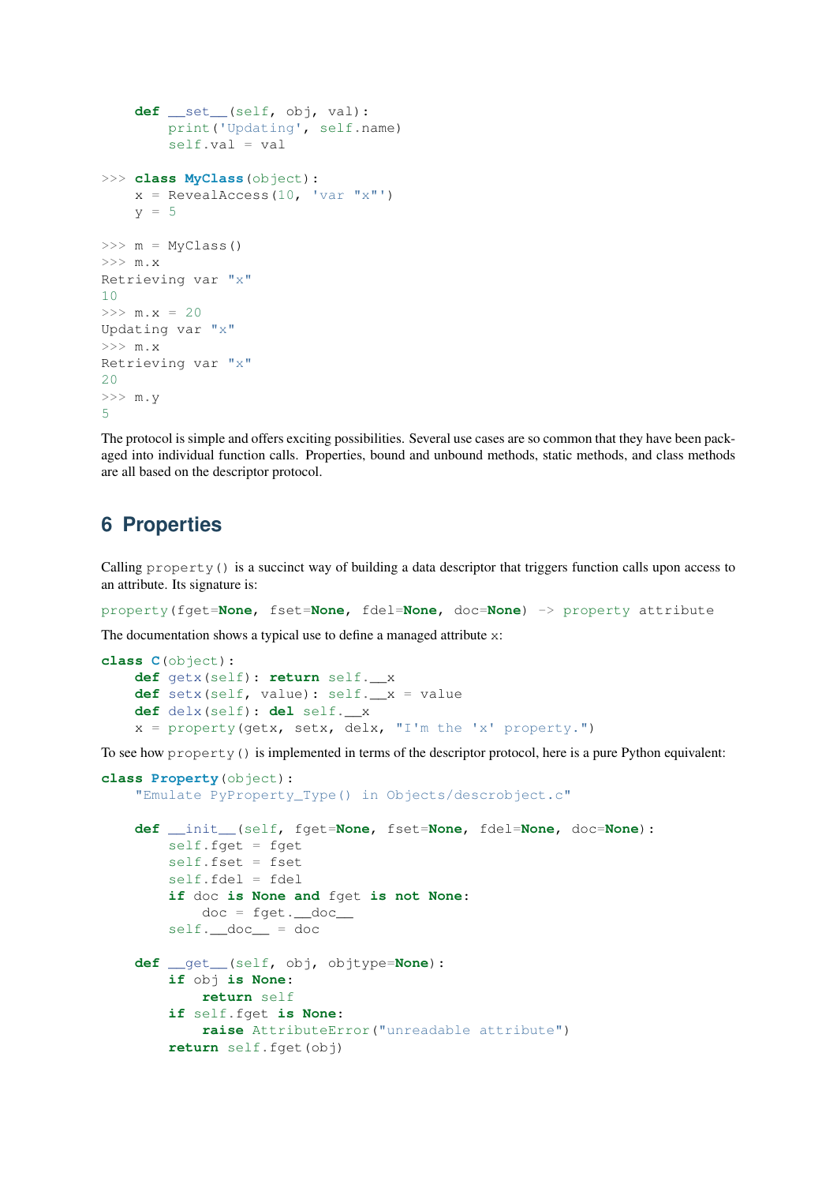```
    def __set__(self, obj, val):
        print('Updating', self.name)
        self.val = val

>>> class MyClass(object):
    x = RevealAccess(10, 'var "x"')
    y = 5

>>> m = MyClass()
>>> m.x
Retrieving var "x"
10
>>> m.x = 20
Updating var "x"
>>> m.x
Retrieving var "x"
20
>>> m.y
5
```

The protocol is simple and offers exciting possibilities. Several use cases are so common that they have been packaged into individual function calls. Properties, bound and unbound methods, static methods, and class methods are all based on the descriptor protocol.

## 6 Properties

Calling `property()` is a succinct way of building a data descriptor that triggers function calls upon access to an attribute. Its signature is:

```
property(fget=None, fset=None, fdel=None, doc=None) -> property attribute
```

The documentation shows a typical use to define a managed attribute `x`:

```
class C(object):
    def getx(self): return self.__x
    def setx(self, value): self.__x = value
    def delx(self): del self.__x
    x = property(getx, setx, delx, "I'm the 'x' property.")
```

To see how `property()` is implemented in terms of the descriptor protocol, here is a pure Python equivalent:

```
class Property(object):
    "Emulate PyProperty_Type() in Objects/descrobject.c"

    def __init__(self, fget=None, fset=None, fdel=None, doc=None):
        self.fget = fget
        self.fset = fset
        self.fdel = fdel
        if doc is None and fget is not None:
            doc = fget.__doc__
        self.__doc__ = doc

    def __get__(self, obj, objtype=None):
        if obj is None:
            return self
        if self.fget is None:
            raise AttributeError("unreadable attribute")
        return self.fget(obj)
```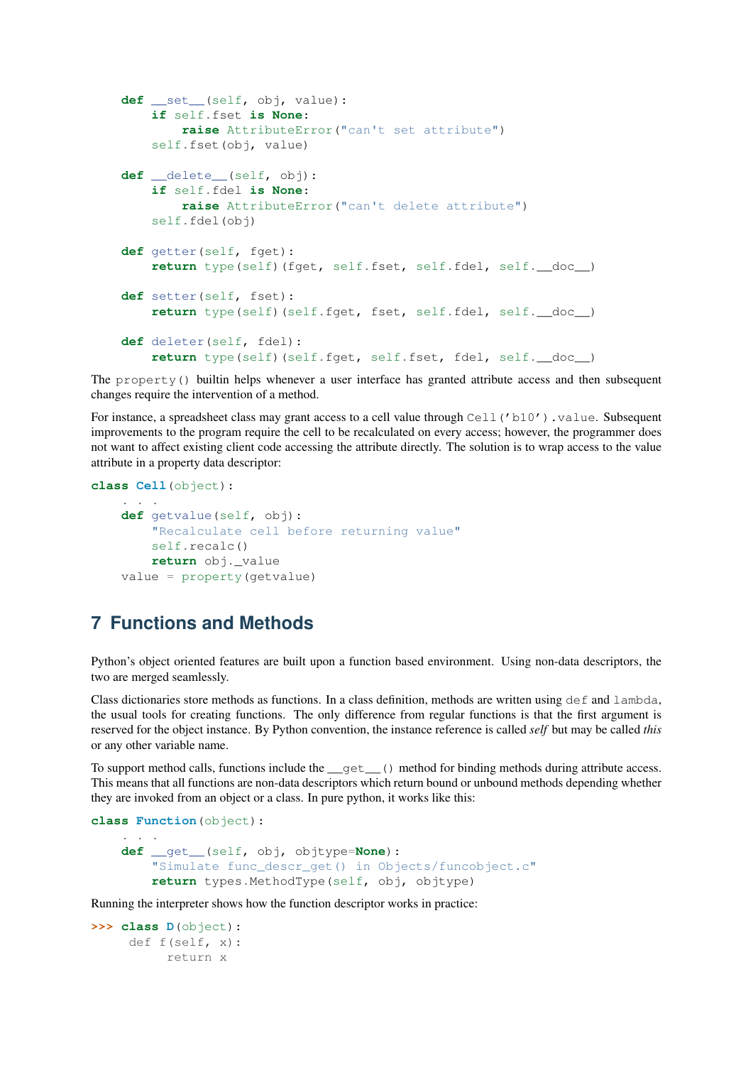```
    def __set__(self, obj, value):
        if self.fset is None:
            raise AttributeError("can't set attribute")
        self.fset(obj, value)

    def __delete__(self, obj):
        if self.fdel is None:
            raise AttributeError("can't delete attribute")
        self.fdel(obj)

    def getter(self, fget):
        return type(self)(fget, self.fset, self.fdel, self.__doc__)

    def setter(self, fset):
        return type(self)(self.fget, fset, self.fdel, self.__doc__)

    def deleter(self, fdel):
        return type(self)(self.fget, self.fset, fdel, self.__doc__)
```

The `property()` builtin helps whenever a user interface has granted attribute access and then subsequent changes require the intervention of a method.

For instance, a spreadsheet class may grant access to a cell value through `Cell('b10').value`. Subsequent improvements to the program require the cell to be recalculated on every access; however, the programmer does not want to affect existing client code accessing the attribute directly. The solution is to wrap access to the value attribute in a property data descriptor:

```
class Cell(object):
    . . .
    def getvalue(self, obj):
        "Recalculate cell before returning value"
        self.recalc()
        return obj._value
    value = property(getvalue)
```

## 7 Functions and Methods

Python's object oriented features are built upon a function based environment. Using non-data descriptors, the two are merged seamlessly.

Class dictionaries store methods as functions. In a class definition, methods are written using `def` and `lambda`, the usual tools for creating functions. The only difference from regular functions is that the first argument is reserved for the object instance. By Python convention, the instance reference is called *self* but may be called *this* or any other variable name.

To support method calls, functions include the `__get__()` method for binding methods during attribute access. This means that all functions are non-data descriptors which return bound or unbound methods depending whether they are invoked from an object or a class. In pure python, it works like this:

```
class Function(object):
    . . .
    def __get__(self, obj, objtype=None):
        "Simulate func_descr_get() in Objects/funcobject.c"
        return types.MethodType(self, obj, objtype)
```

Running the interpreter shows how the function descriptor works in practice:

```
>>> class D(object):
     def f(self, x):
          return x
```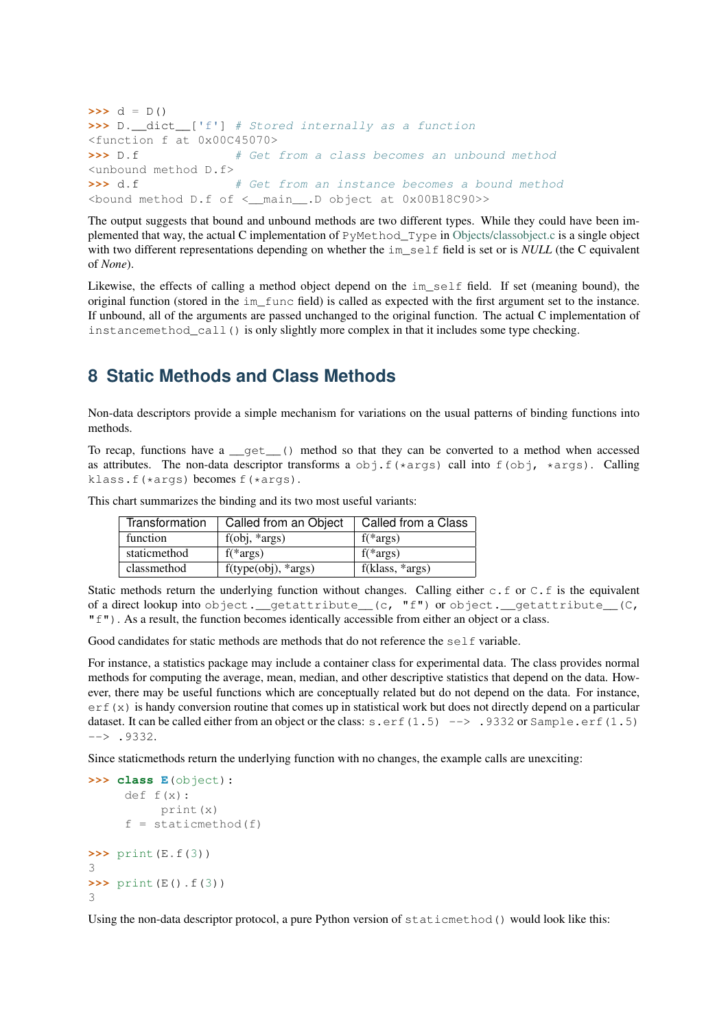```
>>> d = D()
>>> D.__dict__['f'] # Stored internally as a function
<function f at 0x00C45070>
>>> D.f             # Get from a class becomes an unbound method
<unbound method D.f>
>>> d.f             # Get from an instance becomes a bound method
<bound method D.f of <__main__.D object at 0x00B18C90>>
```

The output suggests that bound and unbound methods are two different types. While they could have been implemented that way, the actual C implementation of `PyMethod_Type` in Objects/classobject.c is a single object with two different representations depending on whether the `im_self` field is set or is *NULL* (the C equivalent of *None*).

Likewise, the effects of calling a method object depend on the `im_self` field. If set (meaning bound), the original function (stored in the `im_func` field) is called as expected with the first argument set to the instance. If unbound, all of the arguments are passed unchanged to the original function. The actual C implementation of `instancemethod_call()` is only slightly more complex in that it includes some type checking.

## 8 Static Methods and Class Methods

Non-data descriptors provide a simple mechanism for variations on the usual patterns of binding functions into methods.

To recap, functions have a `__get__()` method so that they can be converted to a method when accessed as attributes. The non-data descriptor transforms a `obj.f(*args)` call into `f(obj, *args)`. Calling `klass.f(*args)` becomes `f(*args)`.

This chart summarizes the binding and its two most useful variants:

| Transformation | Called from an Object | Called from a Class |
|---|---|---|
| function | f(obj, *args) | f(*args) |
| staticmethod | f(*args) | f(*args) |
| classmethod | f(type(obj), *args) | f(klass, *args) |

Static methods return the underlying function without changes. Calling either `c.f` or `C.f` is the equivalent of a direct lookup into `object.__getattribute__(c, "f")` or `object.__getattribute__(C, "f")`. As a result, the function becomes identically accessible from either an object or a class.

Good candidates for static methods are methods that do not reference the `self` variable.

For instance, a statistics package may include a container class for experimental data. The class provides normal methods for computing the average, mean, median, and other descriptive statistics that depend on the data. However, there may be useful functions which are conceptually related but do not depend on the data. For instance, `erf(x)` is handy conversion routine that comes up in statistical work but does not directly depend on a particular dataset. It can be called either from an object or the class: `s.erf(1.5) --> .9332` or `Sample.erf(1.5) --> .9332`.

Since staticmethods return the underlying function with no changes, the example calls are unexciting:

```
>>> class E(object):
     def f(x):
          print(x)
     f = staticmethod(f)

>>> print(E.f(3))
3
>>> print(E().f(3))
3
```

Using the non-data descriptor protocol, a pure Python version of `staticmethod()` would look like this: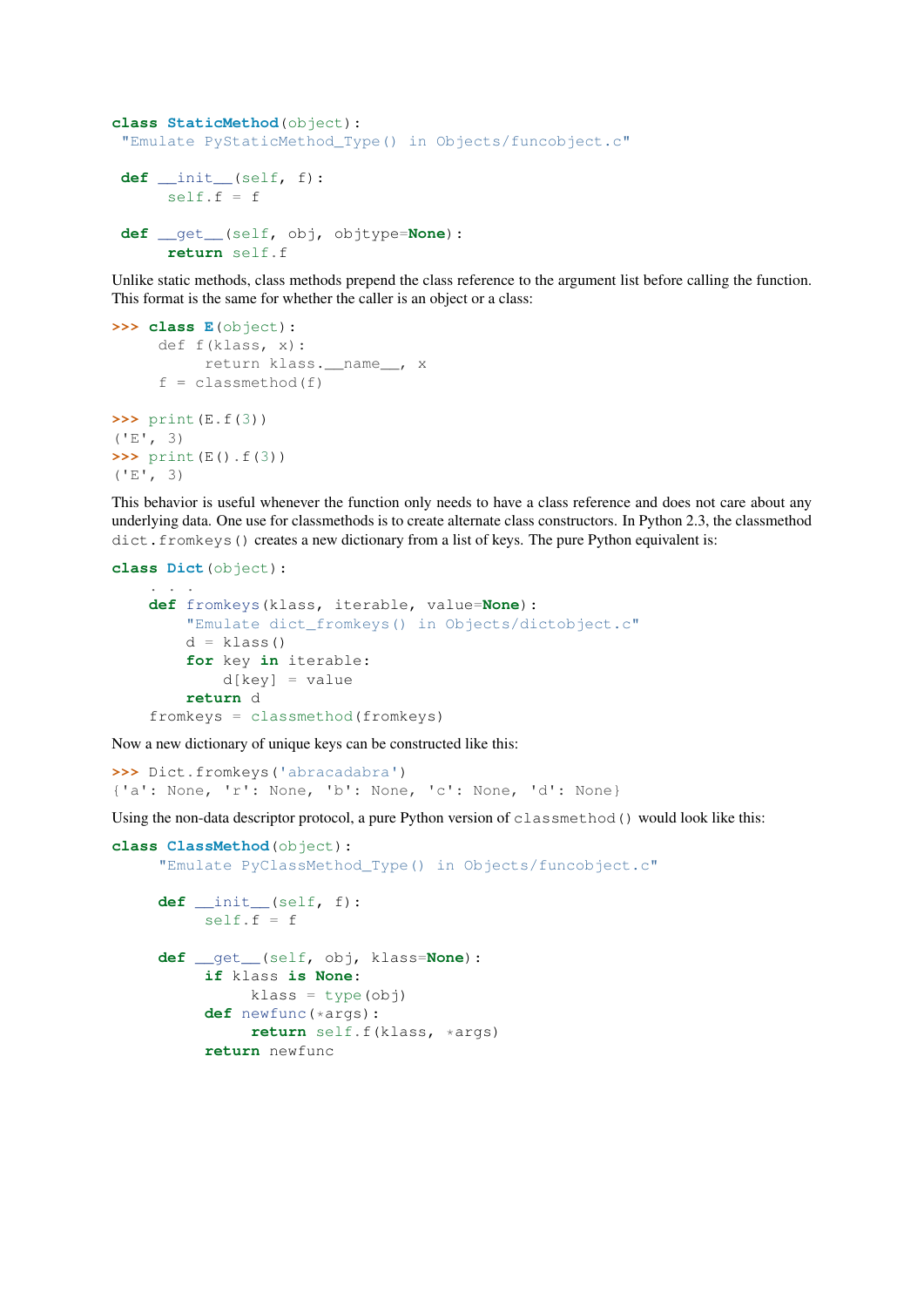```
class StaticMethod(object):
 "Emulate PyStaticMethod_Type() in Objects/funcobject.c"

 def __init__(self, f):
      self.f = f

 def __get__(self, obj, objtype=None):
      return self.f
```

Unlike static methods, class methods prepend the class reference to the argument list before calling the function. This format is the same for whether the caller is an object or a class:

```
>>> class E(object):
     def f(klass, x):
          return klass.__name__, x
     f = classmethod(f)

>>> print(E.f(3))
('E', 3)
>>> print(E().f(3))
('E', 3)
```

This behavior is useful whenever the function only needs to have a class reference and does not care about any underlying data. One use for classmethods is to create alternate class constructors. In Python 2.3, the classmethod `dict.fromkeys()` creates a new dictionary from a list of keys. The pure Python equivalent is:

```
class Dict(object):
    . . .
    def fromkeys(klass, iterable, value=None):
        "Emulate dict_fromkeys() in Objects/dictobject.c"
        d = klass()
        for key in iterable:
            d[key] = value
        return d
    fromkeys = classmethod(fromkeys)
```

Now a new dictionary of unique keys can be constructed like this:

```
>>> Dict.fromkeys('abracadabra')
{'a': None, 'r': None, 'b': None, 'c': None, 'd': None}
```

Using the non-data descriptor protocol, a pure Python version of `classmethod()` would look like this:

```
class ClassMethod(object):
     "Emulate PyClassMethod_Type() in Objects/funcobject.c"

     def __init__(self, f):
          self.f = f

     def __get__(self, obj, klass=None):
          if klass is None:
               klass = type(obj)
          def newfunc(*args):
               return self.f(klass, *args)
          return newfunc
```